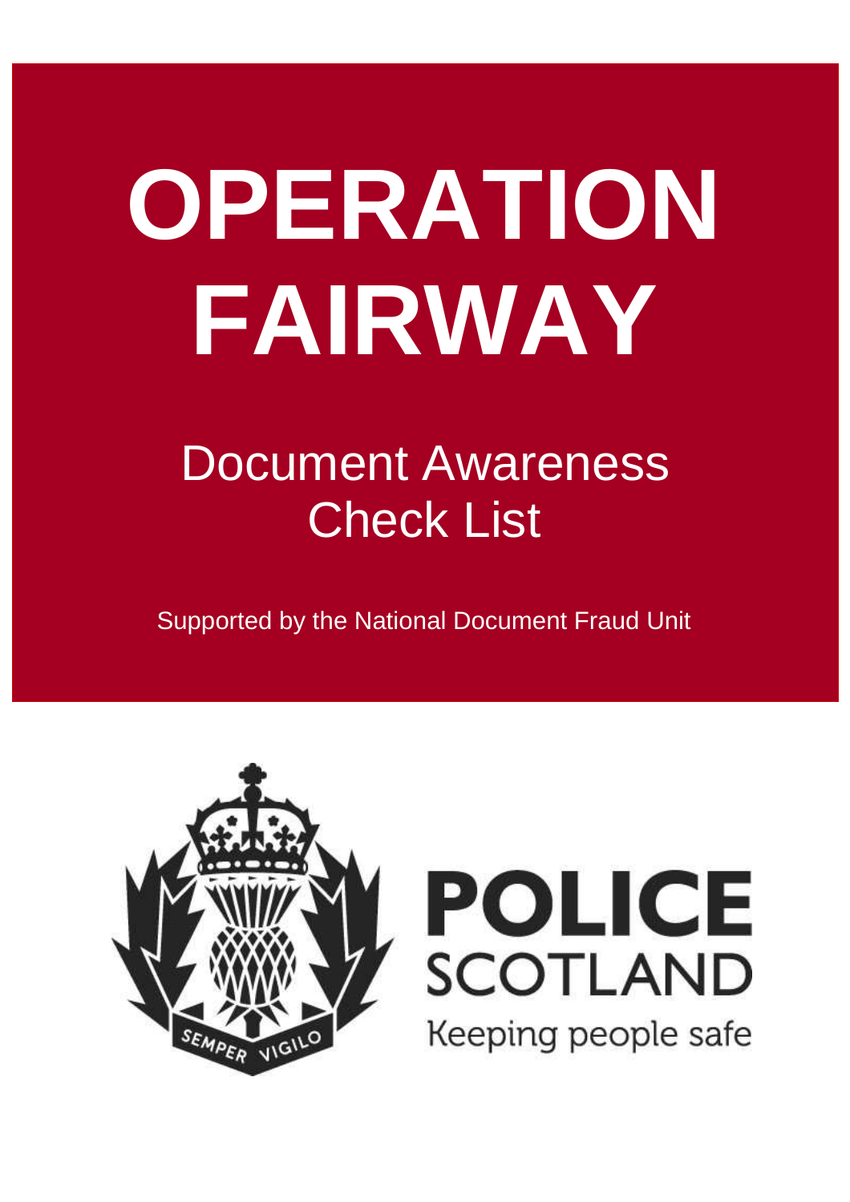# OPERATION FAIRWAY

## Document Awareness Check List

Supported by the National Document Fraud Unit

SEMPER VIGILO

POLICE SCOTLAND

Keeping people safe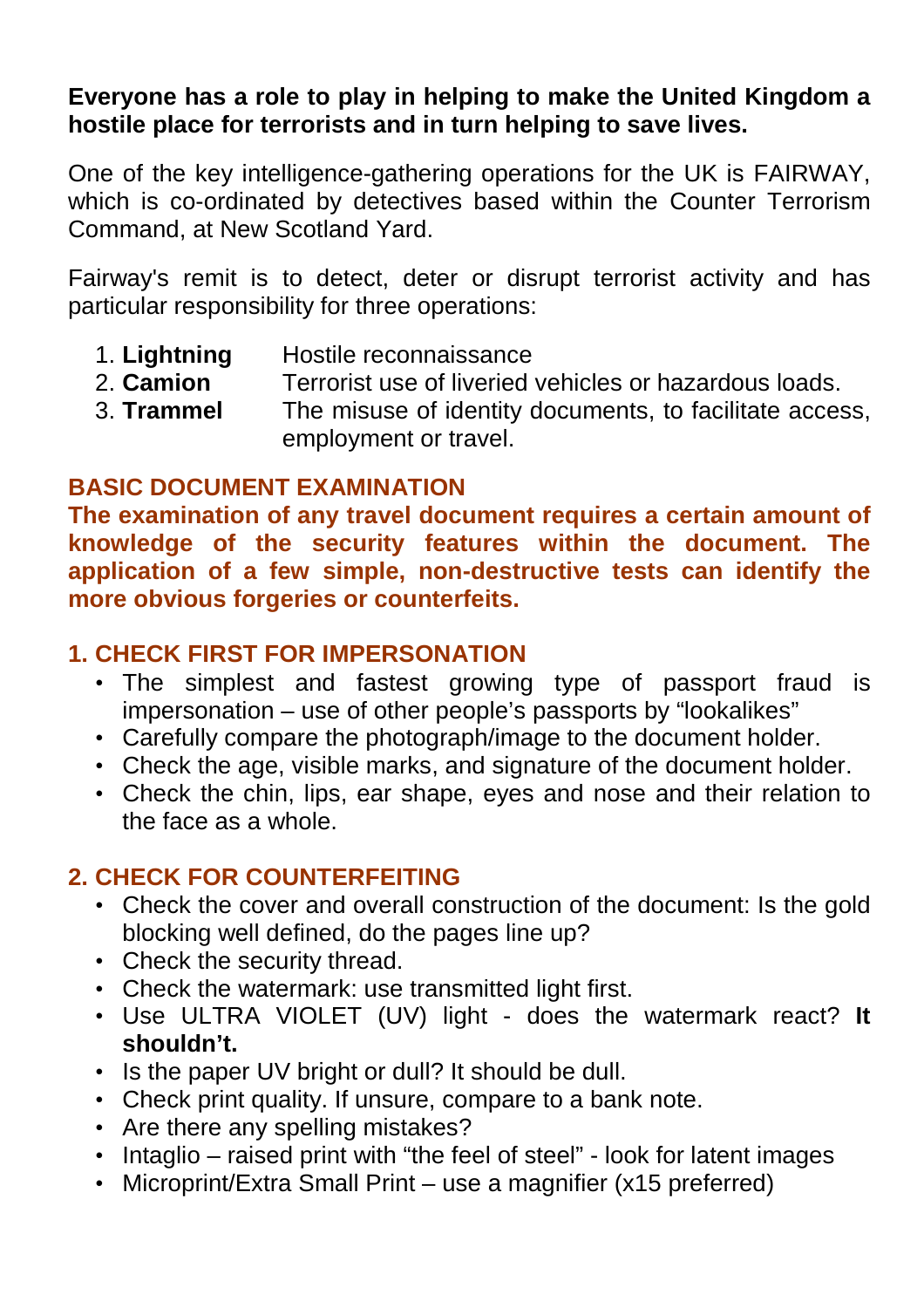**Everyone has a role to play in helping to make the United Kingdom a hostile place for terrorists and in turn helping to save lives.**

One of the key intelligence-gathering operations for the UK is FAIRWAY, which is co-ordinated by detectives based within the Counter Terrorism Command, at New Scotland Yard.

Fairway's remit is to detect, deter or disrupt terrorist activity and has particular responsibility for three operations:

1. **Lightning** Hostile reconnaissance
2. **Camion** Terrorist use of liveried vehicles or hazardous loads.
3. **Trammel** The misuse of identity documents, to facilitate access, employment or travel.

## BASIC DOCUMENT EXAMINATION

**The examination of any travel document requires a certain amount of knowledge of the security features within the document. The application of a few simple, non-destructive tests can identify the more obvious forgeries or counterfeits.**

### 1. CHECK FIRST FOR IMPERSONATION

- The simplest and fastest growing type of passport fraud is impersonation – use of other people's passports by "lookalikes"
- Carefully compare the photograph/image to the document holder.
- Check the age, visible marks, and signature of the document holder.
- Check the chin, lips, ear shape, eyes and nose and their relation to the face as a whole.

### 2. CHECK FOR COUNTERFEITING

- Check the cover and overall construction of the document: Is the gold blocking well defined, do the pages line up?
- Check the security thread.
- Check the watermark: use transmitted light first.
- Use ULTRA VIOLET (UV) light - does the watermark react? **It shouldn't.**
- Is the paper UV bright or dull? It should be dull.
- Check print quality. If unsure, compare to a bank note.
- Are there any spelling mistakes?
- Intaglio – raised print with "the feel of steel" - look for latent images
- Microprint/Extra Small Print – use a magnifier (x15 preferred)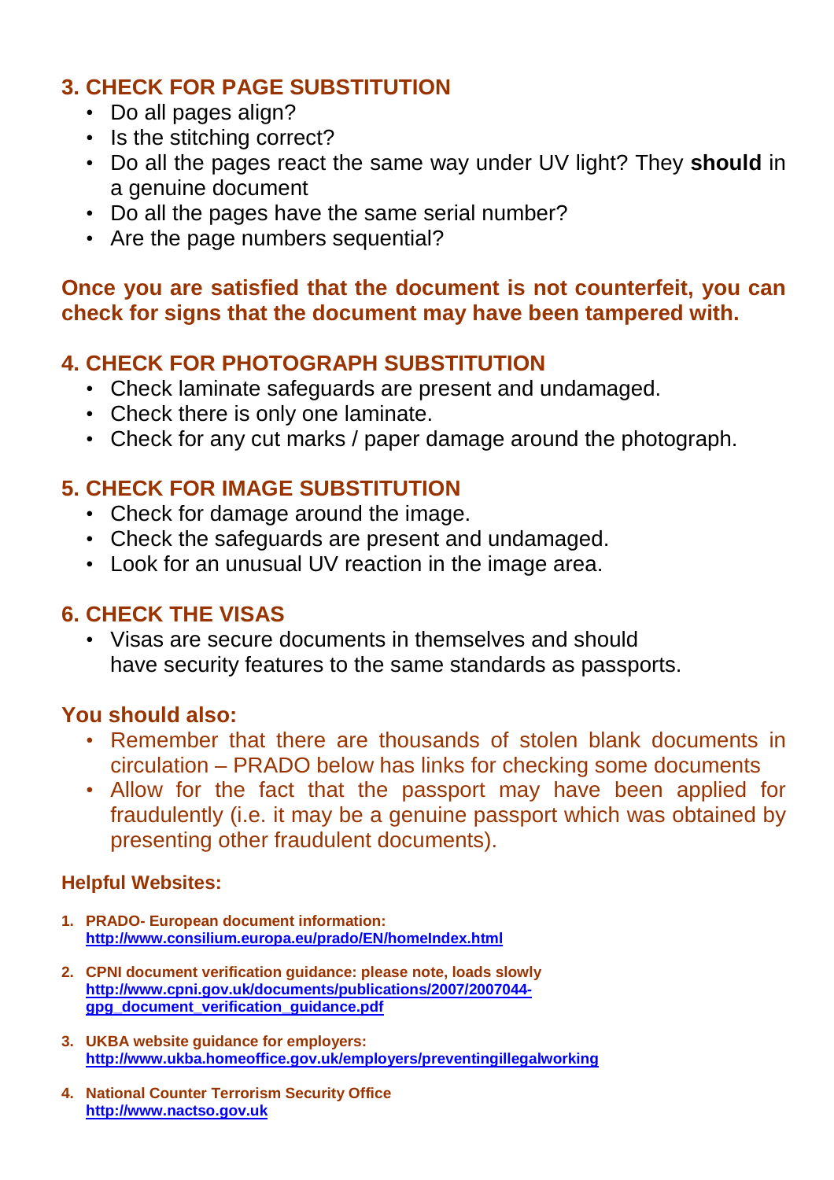## 3. CHECK FOR PAGE SUBSTITUTION

- Do all pages align?
- Is the stitching correct?
- Do all the pages react the same way under UV light? They **should** in a genuine document
- Do all the pages have the same serial number?
- Are the page numbers sequential?

**Once you are satisfied that the document is not counterfeit, you can check for signs that the document may have been tampered with.**

## 4. CHECK FOR PHOTOGRAPH SUBSTITUTION

- Check laminate safeguards are present and undamaged.
- Check there is only one laminate.
- Check for any cut marks / paper damage around the photograph.

## 5. CHECK FOR IMAGE SUBSTITUTION

- Check for damage around the image.
- Check the safeguards are present and undamaged.
- Look for an unusual UV reaction in the image area.

## 6. CHECK THE VISAS

- Visas are secure documents in themselves and should have security features to the same standards as passports.

## You should also:

- Remember that there are thousands of stolen blank documents in circulation – PRADO below has links for checking some documents
- Allow for the fact that the passport may have been applied for fraudulently (i.e. it may be a genuine passport which was obtained by presenting other fraudulent documents).

### Helpful Websites:

1. **PRADO- European document information:**
   **http://www.consilium.europa.eu/prado/EN/homeIndex.html**
2. **CPNI document verification guidance: please note, loads slowly**
   **http://www.cpni.gov.uk/documents/publications/2007/2007044-gpg_document_verification_guidance.pdf**
3. **UKBA website guidance for employers:**
   **http://www.ukba.homeoffice.gov.uk/employers/preventingillegalworking**
4. **National Counter Terrorism Security Office**
   **http://www.nactso.gov.uk**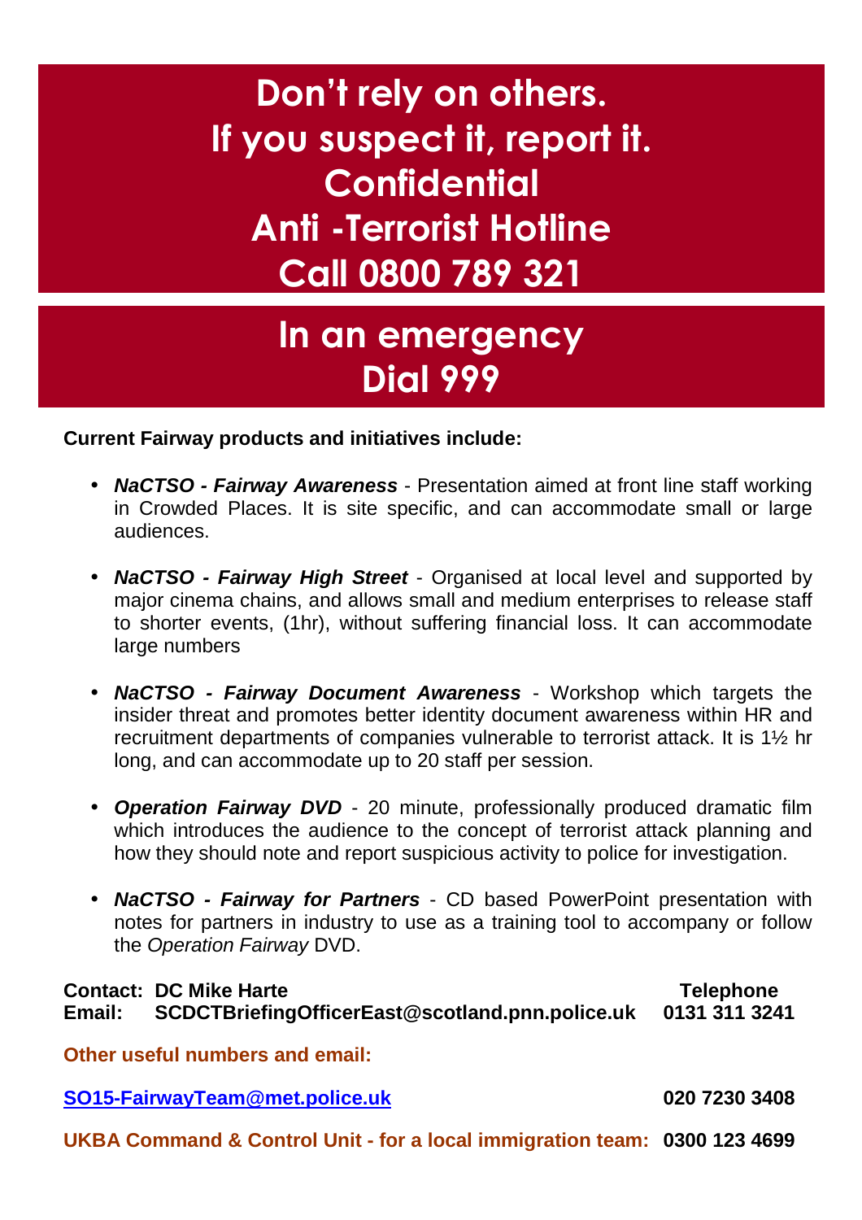# Don't rely on others.
# If you suspect it, report it.
# Confidential
# Anti -Terrorist Hotline
# Call 0800 789 321

# In an emergency
# Dial 999

**Current Fairway products and initiatives include:**

- ***NaCTSO - Fairway Awareness*** - Presentation aimed at front line staff working in Crowded Places. It is site specific, and can accommodate small or large audiences.

- ***NaCTSO - Fairway High Street*** - Organised at local level and supported by major cinema chains, and allows small and medium enterprises to release staff to shorter events, (1hr), without suffering financial loss. It can accommodate large numbers

- ***NaCTSO - Fairway Document Awareness*** - Workshop which targets the insider threat and promotes better identity document awareness within HR and recruitment departments of companies vulnerable to terrorist attack. It is 1½ hr long, and can accommodate up to 20 staff per session.

- ***Operation Fairway DVD*** - 20 minute, professionally produced dramatic film which introduces the audience to the concept of terrorist attack planning and how they should note and report suspicious activity to police for investigation.

- ***NaCTSO - Fairway for Partners*** - CD based PowerPoint presentation with notes for partners in industry to use as a training tool to accompany or follow the *Operation Fairway* DVD.

**Contact: DC Mike Harte** — **Telephone**
**Email: SCDCTBriefingOfficerEast@scotland.pnn.police.uk** — **0131 311 3241**

**Other useful numbers and email:**

**SO15-FairwayTeam@met.police.uk** — **020 7230 3408**

**UKBA Command & Control Unit - for a local immigration team:** **0300 123 4699**